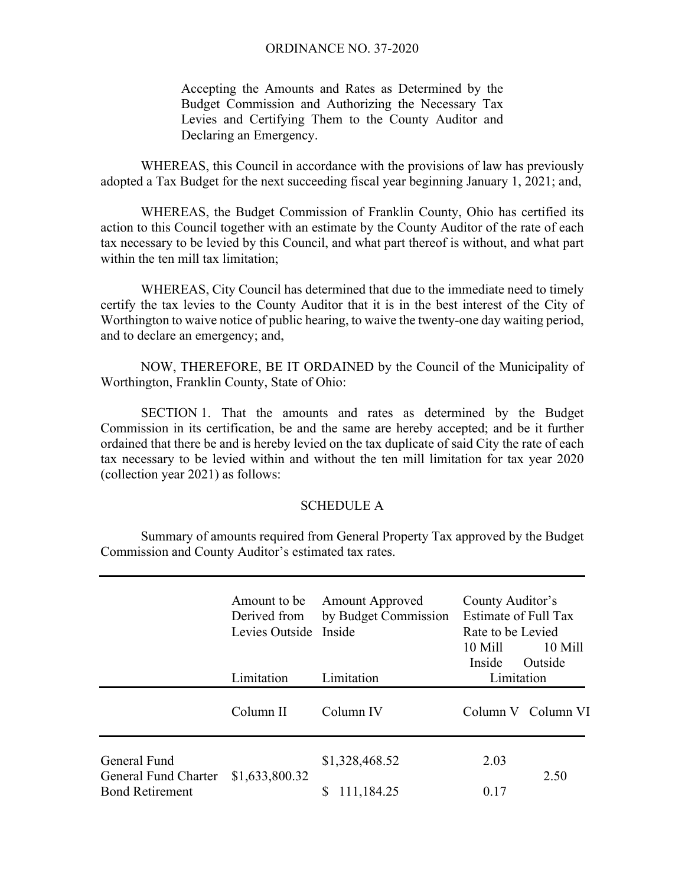ORDINANCE NO. 37-2020

Accepting the Amounts and Rates as Determined by the Budget Commission and Authorizing the Necessary Tax Levies and Certifying Them to the County Auditor and Declaring an Emergency.

WHEREAS, this Council in accordance with the provisions of law has previously adopted a Tax Budget for the next succeeding fiscal year beginning January 1, 2021; and,

WHEREAS, the Budget Commission of Franklin County, Ohio has certified its action to this Council together with an estimate by the County Auditor of the rate of each tax necessary to be levied by this Council, and what part thereof is without, and what part within the ten mill tax limitation;

WHEREAS, City Council has determined that due to the immediate need to timely certify the tax levies to the County Auditor that it is in the best interest of the City of Worthington to waive notice of public hearing, to waive the twenty-one day waiting period, and to declare an emergency; and,

NOW, THEREFORE, BE IT ORDAINED by the Council of the Municipality of Worthington, Franklin County, State of Ohio:

SECTION 1. That the amounts and rates as determined by the Budget Commission in its certification, be and the same are hereby accepted; and be it further ordained that there be and is hereby levied on the tax duplicate of said City the rate of each tax necessary to be levied within and without the ten mill limitation for tax year 2020 (collection year 2021) as follows:

SCHEDULE A

Summary of amounts required from General Property Tax approved by the Budget Commission and County Auditor's estimated tax rates.

| | Amount to be Derived from Levies Outside Limitation | Amount Approved by Budget Commission Inside Limitation | County Auditor's Estimate of Full Tax Rate to be Levied 10 Mill Inside Limitation | 10 Mill Outside Limitation |
|---|---|---|---|---|
| | Column II | Column IV | Column V | Column VI |
| General Fund | | $1,328,468.52 | 2.03 | |
| General Fund Charter | $1,633,800.32 | | | 2.50 |
| Bond Retirement | | $ 111,184.25 | 0.17 | |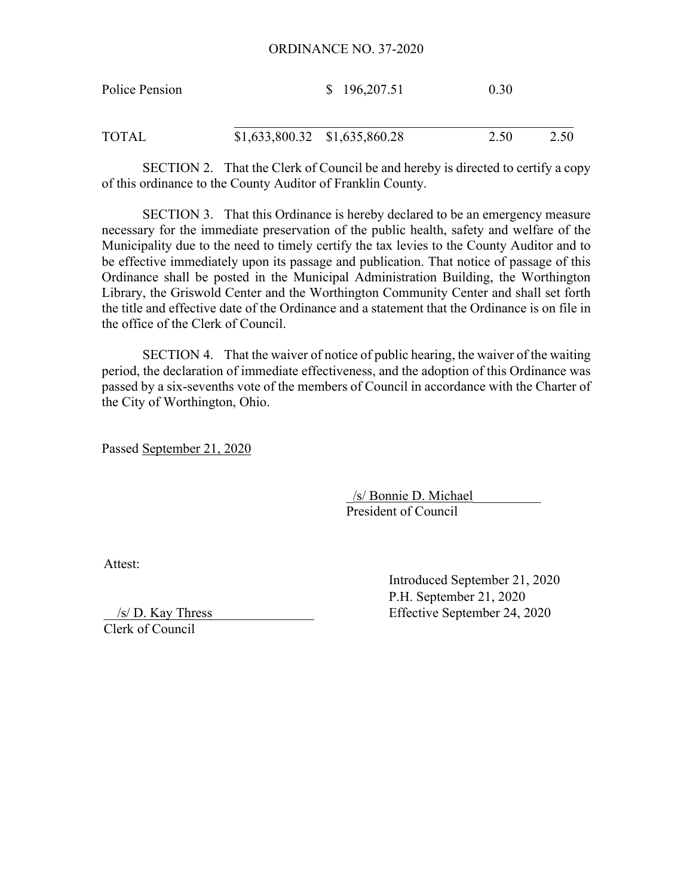ORDINANCE NO. 37-2020

| | | | | |
|---|---|---|---|---|
| Police Pension | | $ 196,207.51 | 0.30 | |
| TOTAL | $1,633,800.32 | $1,635,860.28 | 2.50 | 2.50 |

SECTION 2. That the Clerk of Council be and hereby is directed to certify a copy of this ordinance to the County Auditor of Franklin County.

SECTION 3. That this Ordinance is hereby declared to be an emergency measure necessary for the immediate preservation of the public health, safety and welfare of the Municipality due to the need to timely certify the tax levies to the County Auditor and to be effective immediately upon its passage and publication. That notice of passage of this Ordinance shall be posted in the Municipal Administration Building, the Worthington Library, the Griswold Center and the Worthington Community Center and shall set forth the title and effective date of the Ordinance and a statement that the Ordinance is on file in the office of the Clerk of Council.

SECTION 4. That the waiver of notice of public hearing, the waiver of the waiting period, the declaration of immediate effectiveness, and the adoption of this Ordinance was passed by a six-sevenths vote of the members of Council in accordance with the Charter of the City of Worthington, Ohio.

Passed September 21, 2020

/s/ Bonnie D. Michael
President of Council

Attest:

/s/ D. Kay Thress
Clerk of Council

Introduced September 21, 2020
P.H. September 21, 2020
Effective September 24, 2020